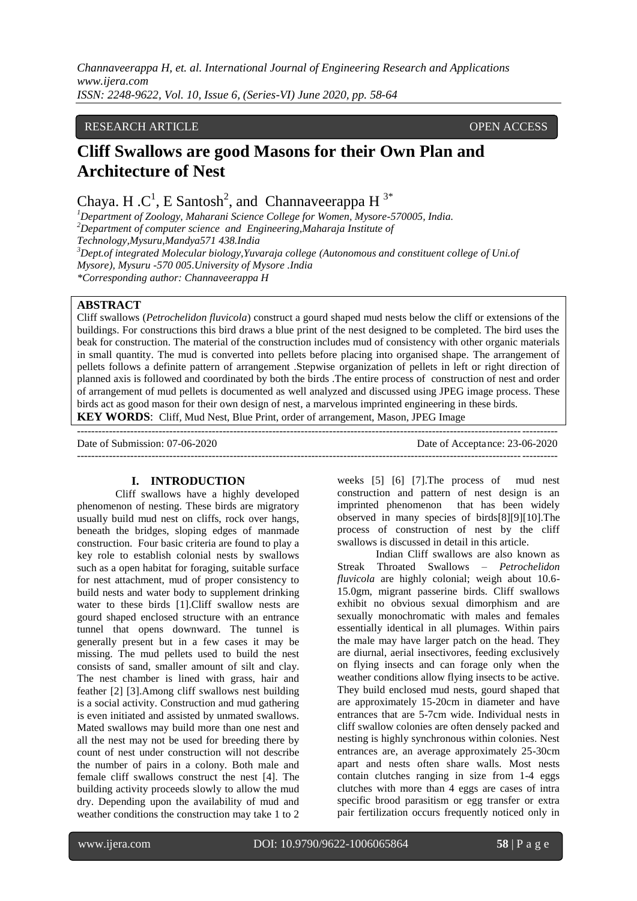RESEARCH ARTICLE OPEN ACCESS

# Cliff Swallows are good Masons for their Own Plan and Architecture of Nest

Chaya. H .C[1], E Santosh[2], and Channaveerappa H [3*]

[1]Department of Zoology, Maharani Science College for Women, Mysore-570005, India.
[2]Department of computer science and Engineering,Maharaja Institute of Technology,Mysuru,Mandya571 438.India
[3]Dept.of integrated Molecular biology,Yuvaraja college (Autonomous and constituent college of Uni.of Mysore), Mysuru -570 005.University of Mysore .India
*Corresponding author: Channaveerappa H

## ABSTRACT

Cliff swallows (*Petrochelidon fluvicola*) construct a gourd shaped mud nests below the cliff or extensions of the buildings. For constructions this bird draws a blue print of the nest designed to be completed. The bird uses the beak for construction. The material of the construction includes mud of consistency with other organic materials in small quantity. The mud is converted into pellets before placing into organised shape. The arrangement of pellets follows a definite pattern of arrangement .Stepwise organization of pellets in left or right direction of planned axis is followed and coordinated by both the birds .The entire process of construction of nest and order of arrangement of mud pellets is documented as well analyzed and discussed using JPEG image process. These birds act as good mason for their own design of nest, a marvelous imprinted engineering in these birds.

**KEY WORDS**: Cliff, Mud Nest, Blue Print, order of arrangement, Mason, JPEG Image

Date of Submission: 07-06-2020 Date of Acceptance: 23-06-2020

## I. INTRODUCTION

Cliff swallows have a highly developed phenomenon of nesting. These birds are migratory usually build mud nest on cliffs, rock over hangs, beneath the bridges, sloping edges of manmade construction. Four basic criteria are found to play a key role to establish colonial nests by swallows such as a open habitat for foraging, suitable surface for nest attachment, mud of proper consistency to build nests and water body to supplement drinking water to these birds [1].Cliff swallow nests are gourd shaped enclosed structure with an entrance tunnel that opens downward. The tunnel is generally present but in a few cases it may be missing. The mud pellets used to build the nest consists of sand, smaller amount of silt and clay. The nest chamber is lined with grass, hair and feather [2] [3].Among cliff swallows nest building is a social activity. Construction and mud gathering is even initiated and assisted by unmated swallows. Mated swallows may build more than one nest and all the nest may not be used for breeding there by count of nest under construction will not describe the number of pairs in a colony. Both male and female cliff swallows construct the nest [4]. The building activity proceeds slowly to allow the mud dry. Depending upon the availability of mud and weather conditions the construction may take 1 to 2 weeks [5] [6] [7].The process of mud nest construction and pattern of nest design is an imprinted phenomenon that has been widely observed in many species of birds[8][9][10].The process of construction of nest by the cliff swallows is discussed in detail in this article.

Indian Cliff swallows are also known as Streak Throated Swallows – *Petrochelidon fluvicola* are highly colonial; weigh about 10.6-15.0gm, migrant passerine birds. Cliff swallows exhibit no obvious sexual dimorphism and are sexually monochromatic with males and females essentially identical in all plumages. Within pairs the male may have larger patch on the head. They are diurnal, aerial insectivores, feeding exclusively on flying insects and can forage only when the weather conditions allow flying insects to be active. They build enclosed mud nests, gourd shaped that are approximately 15-20cm in diameter and have entrances that are 5-7cm wide. Individual nests in cliff swallow colonies are often densely packed and nesting is highly synchronous within colonies. Nest entrances are, an average approximately 25-30cm apart and nests often share walls. Most nests contain clutches ranging in size from 1-4 eggs clutches with more than 4 eggs are cases of intra specific brood parasitism or egg transfer or extra pair fertilization occurs frequently noticed only in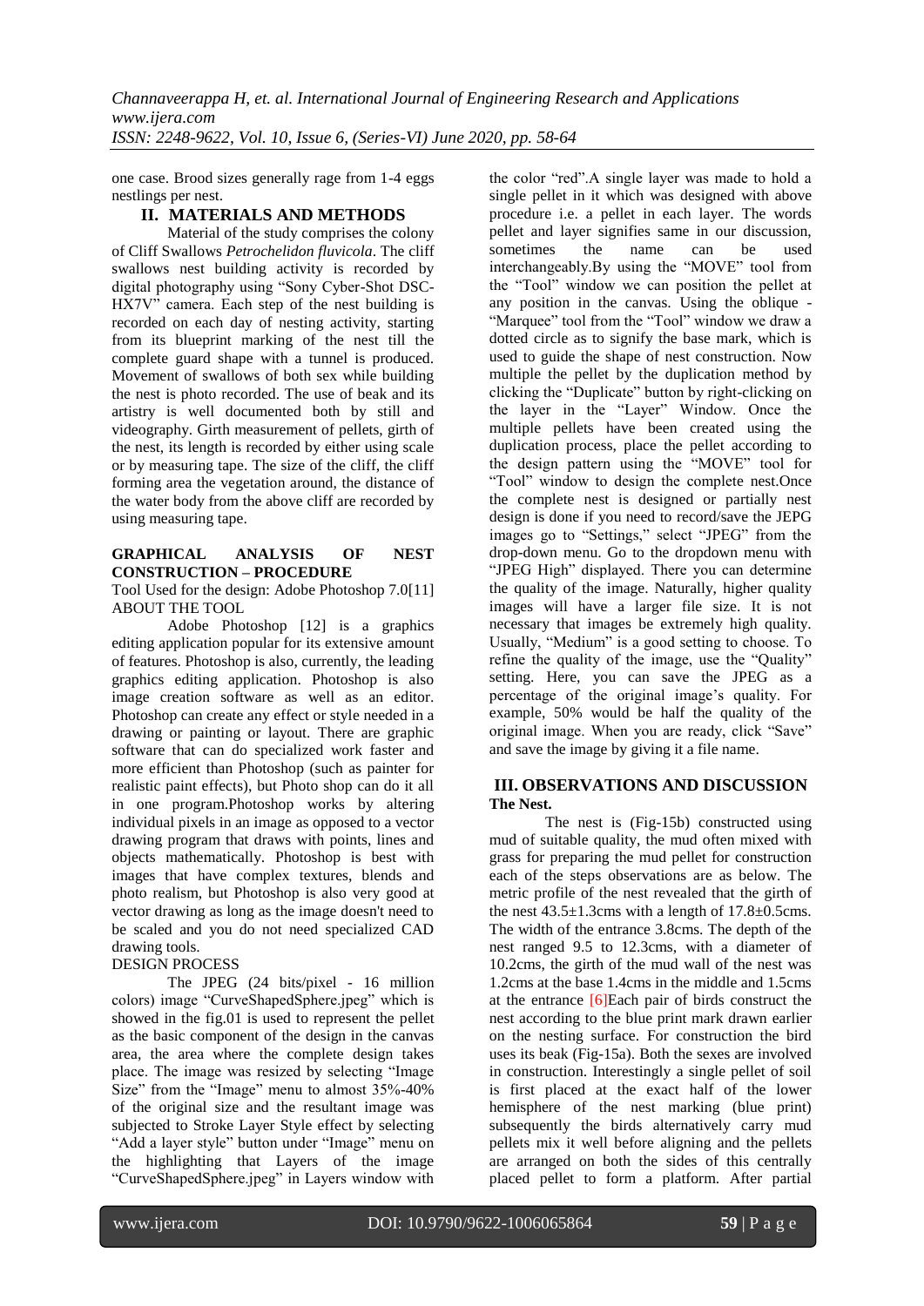one case. Brood sizes generally rage from 1-4 eggs nestlings per nest.

## II. MATERIALS AND METHODS

Material of the study comprises the colony of Cliff Swallows *Petrochelidon fluvicola*. The cliff swallows nest building activity is recorded by digital photography using "Sony Cyber-Shot DSC-HX7V" camera. Each step of the nest building is recorded on each day of nesting activity, starting from its blueprint marking of the nest till the complete guard shape with a tunnel is produced. Movement of swallows of both sex while building the nest is photo recorded. The use of beak and its artistry is well documented both by still and videography. Girth measurement of pellets, girth of the nest, its length is recorded by either using scale or by measuring tape. The size of the cliff, the cliff forming area the vegetation around, the distance of the water body from the above cliff are recorded by using measuring tape.

**GRAPHICAL ANALYSIS OF NEST CONSTRUCTION – PROCEDURE**

Tool Used for the design: Adobe Photoshop 7.0[11]

ABOUT THE TOOL

Adobe Photoshop [12] is a graphics editing application popular for its extensive amount of features. Photoshop is also, currently, the leading graphics editing application. Photoshop is also image creation software as well as an editor. Photoshop can create any effect or style needed in a drawing or painting or layout. There are graphic software that can do specialized work faster and more efficient than Photoshop (such as painter for realistic paint effects), but Photo shop can do it all in one program.Photoshop works by altering individual pixels in an image as opposed to a vector drawing program that draws with points, lines and objects mathematically. Photoshop is best with images that have complex textures, blends and photo realism, but Photoshop is also very good at vector drawing as long as the image doesn't need to be scaled and you do not need specialized CAD drawing tools.

DESIGN PROCESS

The JPEG (24 bits/pixel - 16 million colors) image "CurveShapedSphere.jpeg" which is showed in the fig.01 is used to represent the pellet as the basic component of the design in the canvas area, the area where the complete design takes place. The image was resized by selecting "Image Size" from the "Image" menu to almost 35%-40% of the original size and the resultant image was subjected to Stroke Layer Style effect by selecting "Add a layer style" button under "Image" menu on the highlighting that Layers of the image "CurveShapedSphere.jpeg" in Layers window with the color "red".A single layer was made to hold a single pellet in it which was designed with above procedure i.e. a pellet in each layer. The words pellet and layer signifies same in our discussion, sometimes the name can be used interchangeably.By using the "MOVE" tool from the "Tool" window we can position the pellet at any position in the canvas. Using the oblique - "Marquee" tool from the "Tool" window we draw a dotted circle as to signify the base mark, which is used to guide the shape of nest construction. Now multiple the pellet by the duplication method by clicking the "Duplicate" button by right-clicking on the layer in the "Layer" Window. Once the multiple pellets have been created using the duplication process, place the pellet according to the design pattern using the "MOVE" tool for "Tool" window to design the complete nest.Once the complete nest is designed or partially nest design is done if you need to record/save the JEPG images go to "Settings," select "JPEG" from the drop-down menu. Go to the dropdown menu with "JPEG High" displayed. There you can determine the quality of the image. Naturally, higher quality images will have a larger file size. It is not necessary that images be extremely high quality. Usually, "Medium" is a good setting to choose. To refine the quality of the image, use the "Quality" setting. Here, you can save the JPEG as a percentage of the original image's quality. For example, 50% would be half the quality of the original image. When you are ready, click "Save" and save the image by giving it a file name.

## III. OBSERVATIONS AND DISCUSSION

**The Nest.**

The nest is (Fig-15b) constructed using mud of suitable quality, the mud often mixed with grass for preparing the mud pellet for construction each of the steps observations are as below. The metric profile of the nest revealed that the girth of the nest 43.5±1.3cms with a length of 17.8±0.5cms. The width of the entrance 3.8cms. The depth of the nest ranged 9.5 to 12.3cms, with a diameter of 10.2cms, the girth of the mud wall of the nest was 1.2cms at the base 1.4cms in the middle and 1.5cms at the entrance [6]Each pair of birds construct the nest according to the blue print mark drawn earlier on the nesting surface. For construction the bird uses its beak (Fig-15a). Both the sexes are involved in construction. Interestingly a single pellet of soil is first placed at the exact half of the lower hemisphere of the nest marking (blue print) subsequently the birds alternatively carry mud pellets mix it well before aligning and the pellets are arranged on both the sides of this centrally placed pellet to form a platform. After partial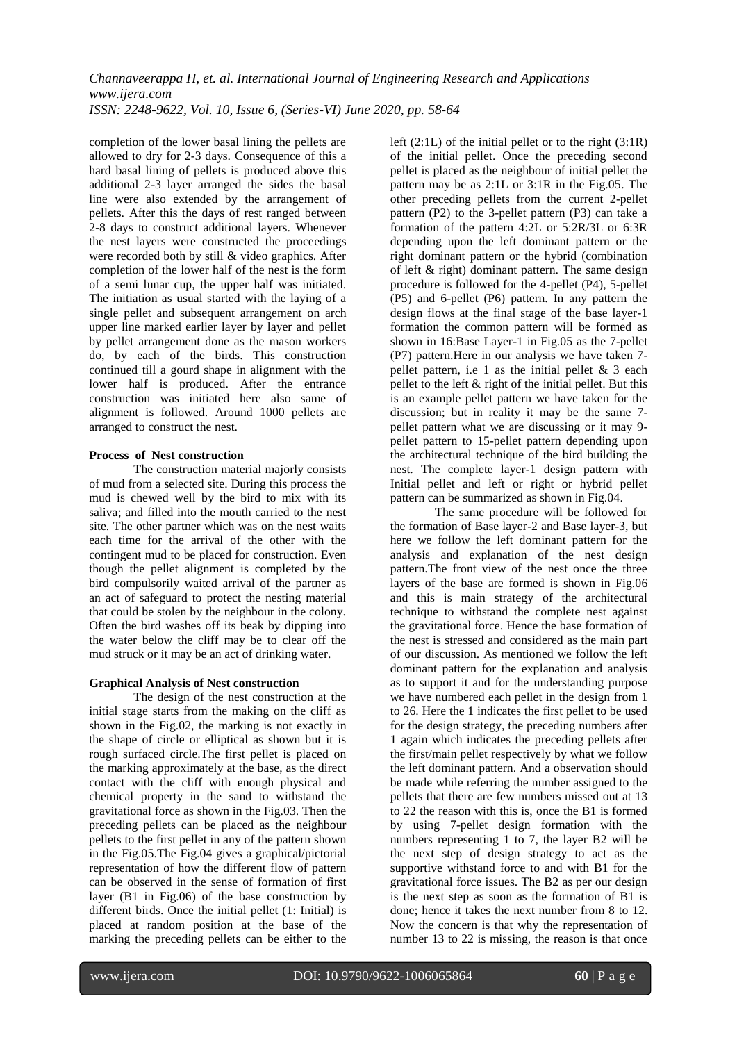completion of the lower basal lining the pellets are allowed to dry for 2-3 days. Consequence of this a hard basal lining of pellets is produced above this additional 2-3 layer arranged the sides the basal line were also extended by the arrangement of pellets. After this the days of rest ranged between 2-8 days to construct additional layers. Whenever the nest layers were constructed the proceedings were recorded both by still & video graphics. After completion of the lower half of the nest is the form of a semi lunar cup, the upper half was initiated. The initiation as usual started with the laying of a single pellet and subsequent arrangement on arch upper line marked earlier layer by layer and pellet by pellet arrangement done as the mason workers do, by each of the birds. This construction continued till a gourd shape in alignment with the lower half is produced. After the entrance construction was initiated here also same of alignment is followed. Around 1000 pellets are arranged to construct the nest.

**Process of Nest construction**

The construction material majorly consists of mud from a selected site. During this process the mud is chewed well by the bird to mix with its saliva; and filled into the mouth carried to the nest site. The other partner which was on the nest waits each time for the arrival of the other with the contingent mud to be placed for construction. Even though the pellet alignment is completed by the bird compulsorily waited arrival of the partner as an act of safeguard to protect the nesting material that could be stolen by the neighbour in the colony. Often the bird washes off its beak by dipping into the water below the cliff may be to clear off the mud struck or it may be an act of drinking water.

**Graphical Analysis of Nest construction**

The design of the nest construction at the initial stage starts from the making on the cliff as shown in the Fig.02, the marking is not exactly in the shape of circle or elliptical as shown but it is rough surfaced circle.The first pellet is placed on the marking approximately at the base, as the direct contact with the cliff with enough physical and chemical property in the sand to withstand the gravitational force as shown in the Fig.03. Then the preceding pellets can be placed as the neighbour pellets to the first pellet in any of the pattern shown in the Fig.05.The Fig.04 gives a graphical/pictorial representation of how the different flow of pattern can be observed in the sense of formation of first layer (B1 in Fig.06) of the base construction by different birds. Once the initial pellet (1: Initial) is placed at random position at the base of the marking the preceding pellets can be either to the left (2:1L) of the initial pellet or to the right (3:1R) of the initial pellet. Once the preceding second pellet is placed as the neighbour of initial pellet the pattern may be as 2:1L or 3:1R in the Fig.05. The other preceding pellets from the current 2-pellet pattern (P2) to the 3-pellet pattern (P3) can take a formation of the pattern 4:2L or 5:2R/3L or 6:3R depending upon the left dominant pattern or the right dominant pattern or the hybrid (combination of left & right) dominant pattern. The same design procedure is followed for the 4-pellet (P4), 5-pellet (P5) and 6-pellet (P6) pattern. In any pattern the design flows at the final stage of the base layer-1 formation the common pattern will be formed as shown in 16:Base Layer-1 in Fig.05 as the 7-pellet (P7) pattern.Here in our analysis we have taken 7-pellet pattern, i.e 1 as the initial pellet & 3 each pellet to the left & right of the initial pellet. But this is an example pellet pattern we have taken for the discussion; but in reality it may be the same 7-pellet pattern what we are discussing or it may 9-pellet pattern to 15-pellet pattern depending upon the architectural technique of the bird building the nest. The complete layer-1 design pattern with Initial pellet and left or right or hybrid pellet pattern can be summarized as shown in Fig.04.

The same procedure will be followed for the formation of Base layer-2 and Base layer-3, but here we follow the left dominant pattern for the analysis and explanation of the nest design pattern.The front view of the nest once the three layers of the base are formed is shown in Fig.06 and this is main strategy of the architectural technique to withstand the complete nest against the gravitational force. Hence the base formation of the nest is stressed and considered as the main part of our discussion. As mentioned we follow the left dominant pattern for the explanation and analysis as to support it and for the understanding purpose we have numbered each pellet in the design from 1 to 26. Here the 1 indicates the first pellet to be used for the design strategy, the preceding numbers after 1 again which indicates the preceding pellets after the first/main pellet respectively by what we follow the left dominant pattern. And a observation should be made while referring the number assigned to the pellets that there are few numbers missed out at 13 to 22 the reason with this is, once the B1 is formed by using 7-pellet design formation with the numbers representing 1 to 7, the layer B2 will be the next step of design strategy to act as the supportive withstand force to and with B1 for the gravitational force issues. The B2 as per our design is the next step as soon as the formation of B1 is done; hence it takes the next number from 8 to 12. Now the concern is that why the representation of number 13 to 22 is missing, the reason is that once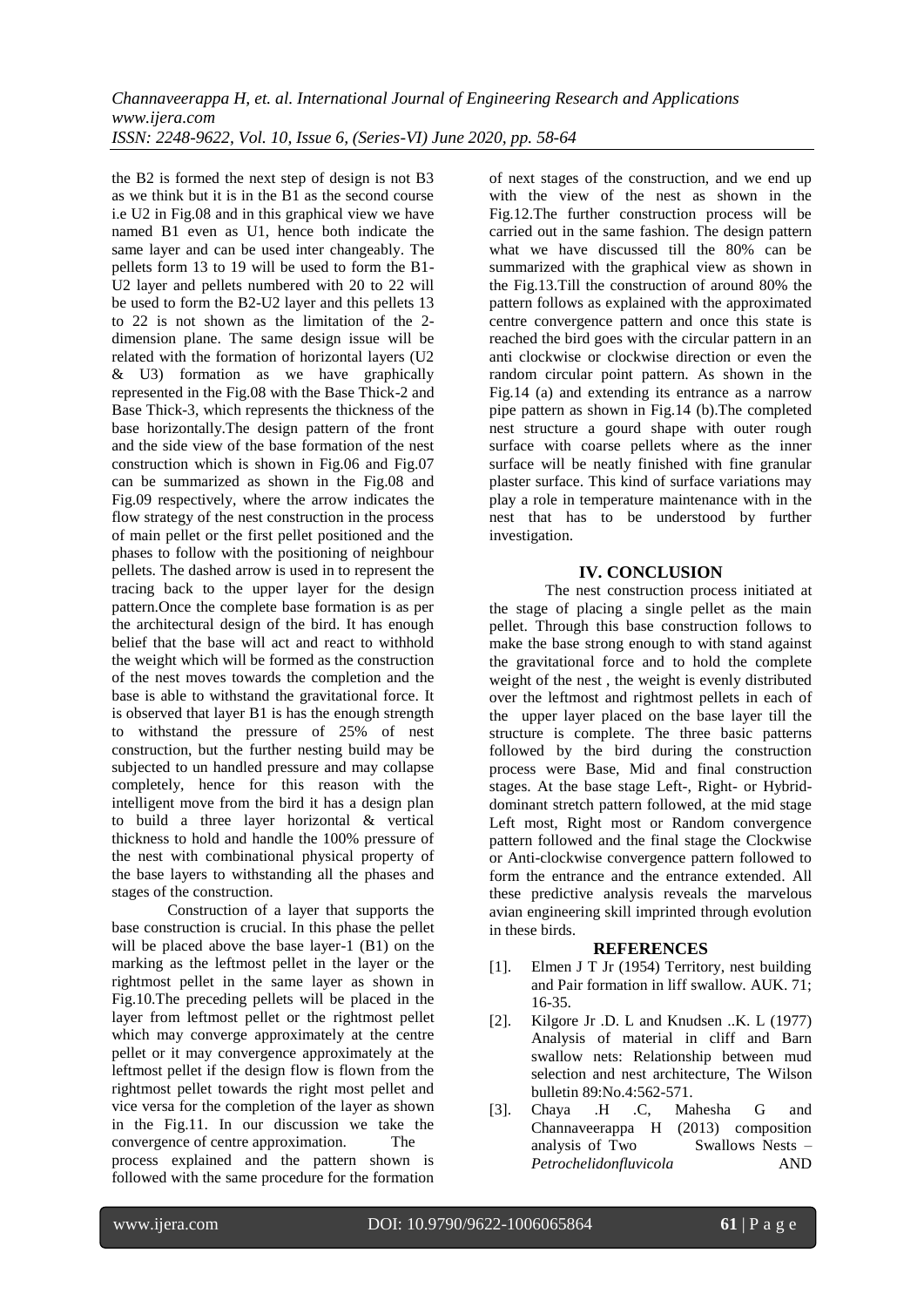the B2 is formed the next step of design is not B3 as we think but it is in the B1 as the second course i.e U2 in Fig.08 and in this graphical view we have named B1 even as U1, hence both indicate the same layer and can be used inter changeably. The pellets form 13 to 19 will be used to form the B1-U2 layer and pellets numbered with 20 to 22 will be used to form the B2-U2 layer and this pellets 13 to 22 is not shown as the limitation of the 2-dimension plane. The same design issue will be related with the formation of horizontal layers (U2 & U3) formation as we have graphically represented in the Fig.08 with the Base Thick-2 and Base Thick-3, which represents the thickness of the base horizontally.The design pattern of the front and the side view of the base formation of the nest construction which is shown in Fig.06 and Fig.07 can be summarized as shown in the Fig.08 and Fig.09 respectively, where the arrow indicates the flow strategy of the nest construction in the process of main pellet or the first pellet positioned and the phases to follow with the positioning of neighbour pellets. The dashed arrow is used in to represent the tracing back to the upper layer for the design pattern.Once the complete base formation is as per the architectural design of the bird. It has enough belief that the base will act and react to withhold the weight which will be formed as the construction of the nest moves towards the completion and the base is able to withstand the gravitational force. It is observed that layer B1 is has the enough strength to withstand the pressure of 25% of nest construction, but the further nesting build may be subjected to un handled pressure and may collapse completely, hence for this reason with the intelligent move from the bird it has a design plan to build a three layer horizontal & vertical thickness to hold and handle the 100% pressure of the nest with combinational physical property of the base layers to withstanding all the phases and stages of the construction.

Construction of a layer that supports the base construction is crucial. In this phase the pellet will be placed above the base layer-1 (B1) on the marking as the leftmost pellet in the layer or the rightmost pellet in the same layer as shown in Fig.10.The preceding pellets will be placed in the layer from leftmost pellet or the rightmost pellet which may converge approximately at the centre pellet or it may convergence approximately at the leftmost pellet if the design flow is flown from the rightmost pellet towards the right most pellet and vice versa for the completion of the layer as shown in the Fig.11. In our discussion we take the convergence of centre approximation. The process explained and the pattern shown is followed with the same procedure for the formation of next stages of the construction, and we end up with the view of the nest as shown in the Fig.12.The further construction process will be carried out in the same fashion. The design pattern what we have discussed till the 80% can be summarized with the graphical view as shown in the Fig.13.Till the construction of around 80% the pattern follows as explained with the approximated centre convergence pattern and once this state is reached the bird goes with the circular pattern in an anti clockwise or clockwise direction or even the random circular point pattern. As shown in the Fig.14 (a) and extending its entrance as a narrow pipe pattern as shown in Fig.14 (b).The completed nest structure a gourd shape with outer rough surface with coarse pellets where as the inner surface will be neatly finished with fine granular plaster surface. This kind of surface variations may play a role in temperature maintenance with in the nest that has to be understood by further investigation.

## IV. CONCLUSION

The nest construction process initiated at the stage of placing a single pellet as the main pellet. Through this base construction follows to make the base strong enough to with stand against the gravitational force and to hold the complete weight of the nest , the weight is evenly distributed over the leftmost and rightmost pellets in each of the upper layer placed on the base layer till the structure is complete. The three basic patterns followed by the bird during the construction process were Base, Mid and final construction stages. At the base stage Left-, Right- or Hybrid-dominant stretch pattern followed, at the mid stage Left most, Right most or Random convergence pattern followed and the final stage the Clockwise or Anti-clockwise convergence pattern followed to form the entrance and the entrance extended. All these predictive analysis reveals the marvelous avian engineering skill imprinted through evolution in these birds.

## REFERENCES

[1]. Elmen J T Jr (1954) Territory, nest building and Pair formation in liff swallow. AUK. 71; 16-35.

[2]. Kilgore Jr .D. L and Knudsen ..K. L (1977) Analysis of material in cliff and Barn swallow nets: Relationship between mud selection and nest architecture, The Wilson bulletin 89:No.4:562-571.

[3]. Chaya .H .C, Mahesha G and Channaveerappa H (2013) composition analysis of Two Swallows Nests – *Petrochelidonfluvicola* AND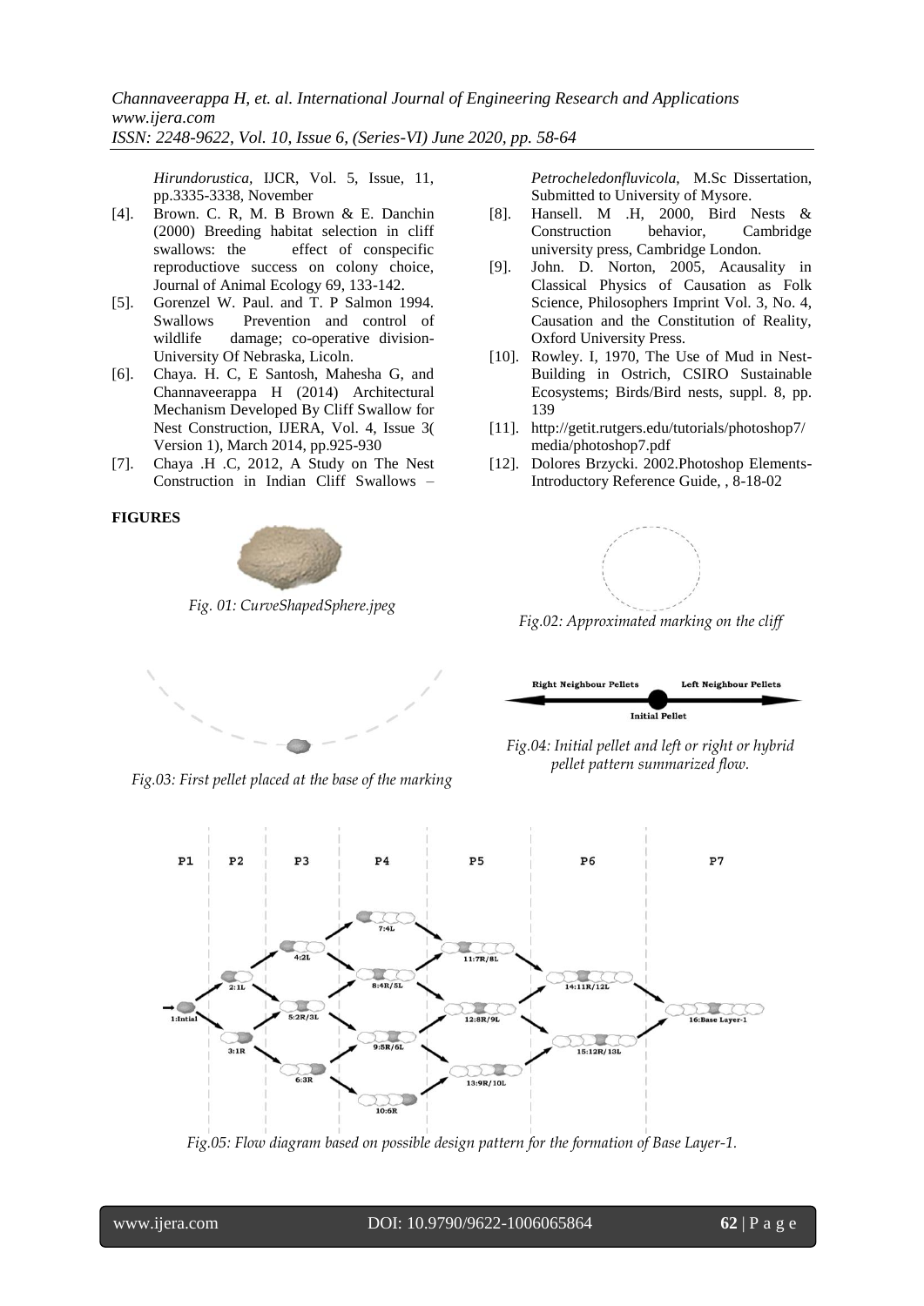*Hirundorustica,* IJCR, Vol. 5, Issue, 11, pp.3335-3338, November

[4]. Brown. C. R, M. B Brown & E. Danchin (2000) Breeding habitat selection in cliff swallows: the effect of conspecific reproductiove success on colony choice, Journal of Animal Ecology 69, 133-142.

[5]. Gorenzel W. Paul. and T. P Salmon 1994. Swallows Prevention and control of wildlife damage; co-operative division- University Of Nebraska, Licoln.

[6]. Chaya. H. C, E Santosh, Mahesha G, and Channaveerappa H (2014) Architectural Mechanism Developed By Cliff Swallow for Nest Construction, IJERA, Vol. 4, Issue 3( Version 1), March 2014, pp.925-930

[7]. Chaya .H .C, 2012, A Study on The Nest Construction in Indian Cliff Swallows – *Petrocheledonfluvicola,* M.Sc Dissertation, Submitted to University of Mysore.

[8]. Hansell. M .H, 2000, Bird Nests & Construction behavior, Cambridge university press, Cambridge London.

[9]. John. D. Norton, 2005, Acausality in Classical Physics of Causation as Folk Science, Philosophers Imprint Vol. 3, No. 4, Causation and the Constitution of Reality, Oxford University Press.

[10]. Rowley. I, 1970, The Use of Mud in Nest-Building in Ostrich, CSIRO Sustainable Ecosystems; Birds/Bird nests, suppl. 8, pp. 139

[11]. http://getit.rutgers.edu/tutorials/photoshop7/media/photoshop7.pdf

[12]. Dolores Brzycki. 2002.Photoshop Elements-Introductory Reference Guide, , 8-18-02

**FIGURES**

*Fig. 01: CurveShapedSphere.jpeg*

*Fig.02: Approximated marking on the cliff*

*Fig.03: First pellet placed at the base of the marking*

*Fig.04: Initial pellet and left or right or hybrid pellet pattern summarized flow.*

*Fig.05: Flow diagram based on possible design pattern for the formation of Base Layer-1.*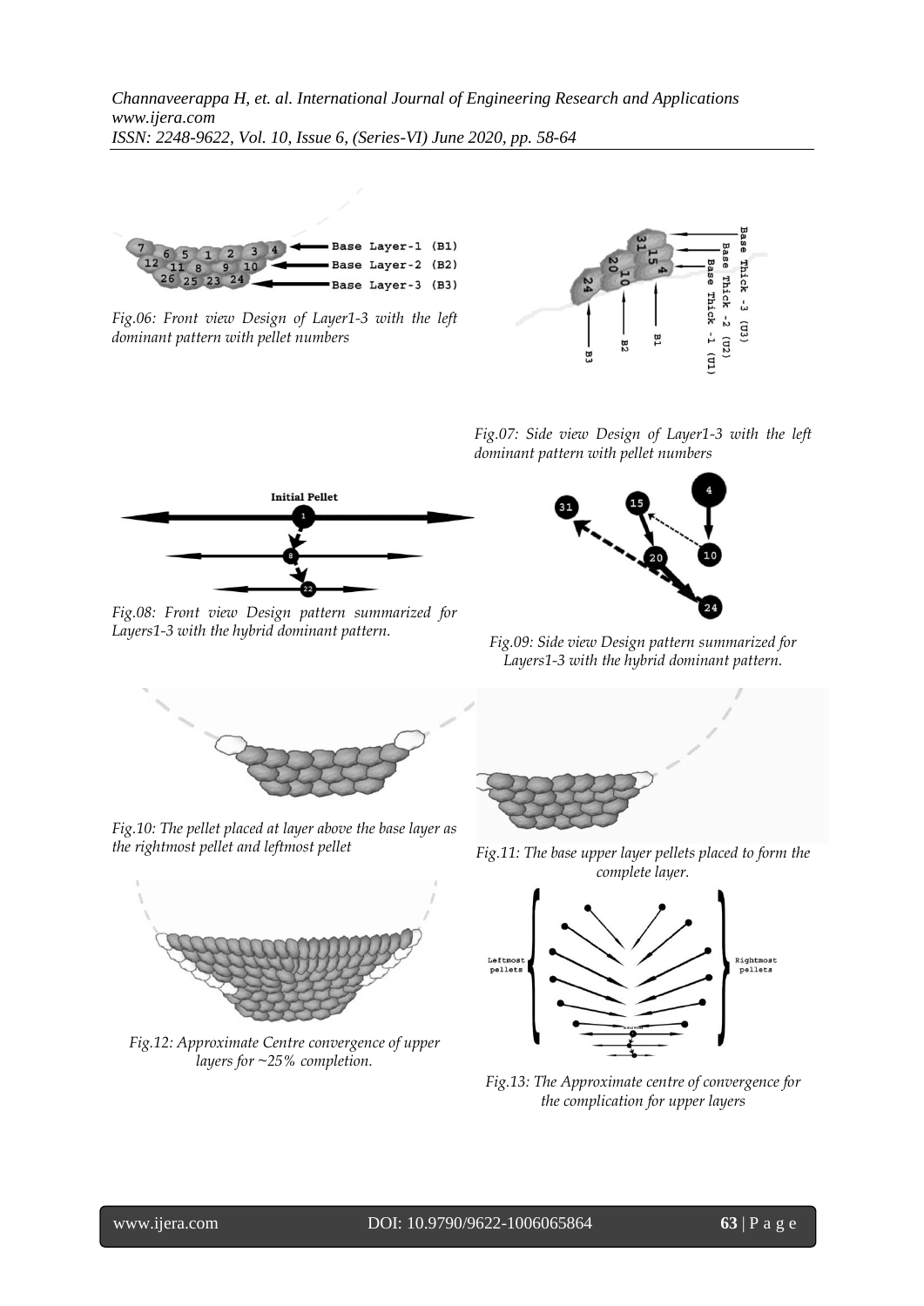*Fig.06: Front view Design of Layer1-3 with the left dominant pattern with pellet numbers*

*Fig.07: Side view Design of Layer1-3 with the left dominant pattern with pellet numbers*

*Fig.08: Front view Design pattern summarized for Layers1-3 with the hybrid dominant pattern.*

*Fig.09: Side view Design pattern summarized for Layers1-3 with the hybrid dominant pattern.*

*Fig.10: The pellet placed at layer above the base layer as the rightmost pellet and leftmost pellet*

*Fig.11: The base upper layer pellets placed to form the complete layer.*

*Fig.12: Approximate Centre convergence of upper layers for ~25% completion.*

*Fig.13: The Approximate centre of convergence for the complication for upper layers*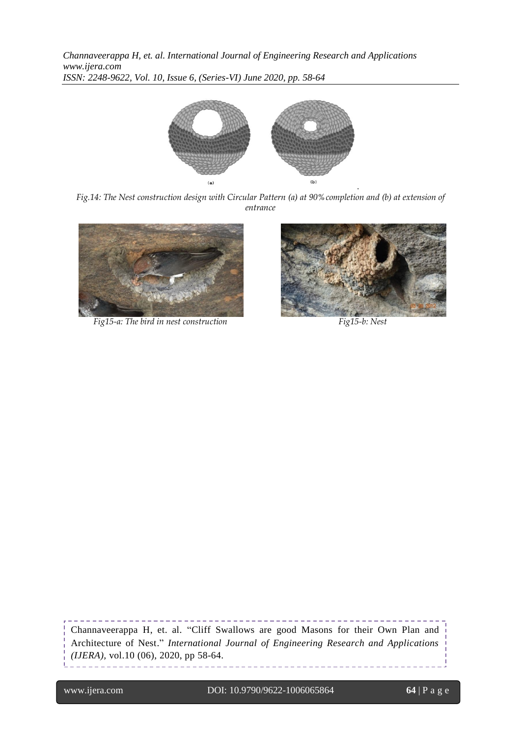(a)

(b)

*Fig.14: The Nest construction design with Circular Pattern (a) at 90% completion and (b) at extension of entrance*

*Fig15-a: The bird in nest construction*

*Fig15-b: Nest*

Channaveerappa H, et. al. "Cliff Swallows are good Masons for their Own Plan and Architecture of Nest." *International Journal of Engineering Research and Applications (IJERA)*, vol.10 (06), 2020, pp 58-64.